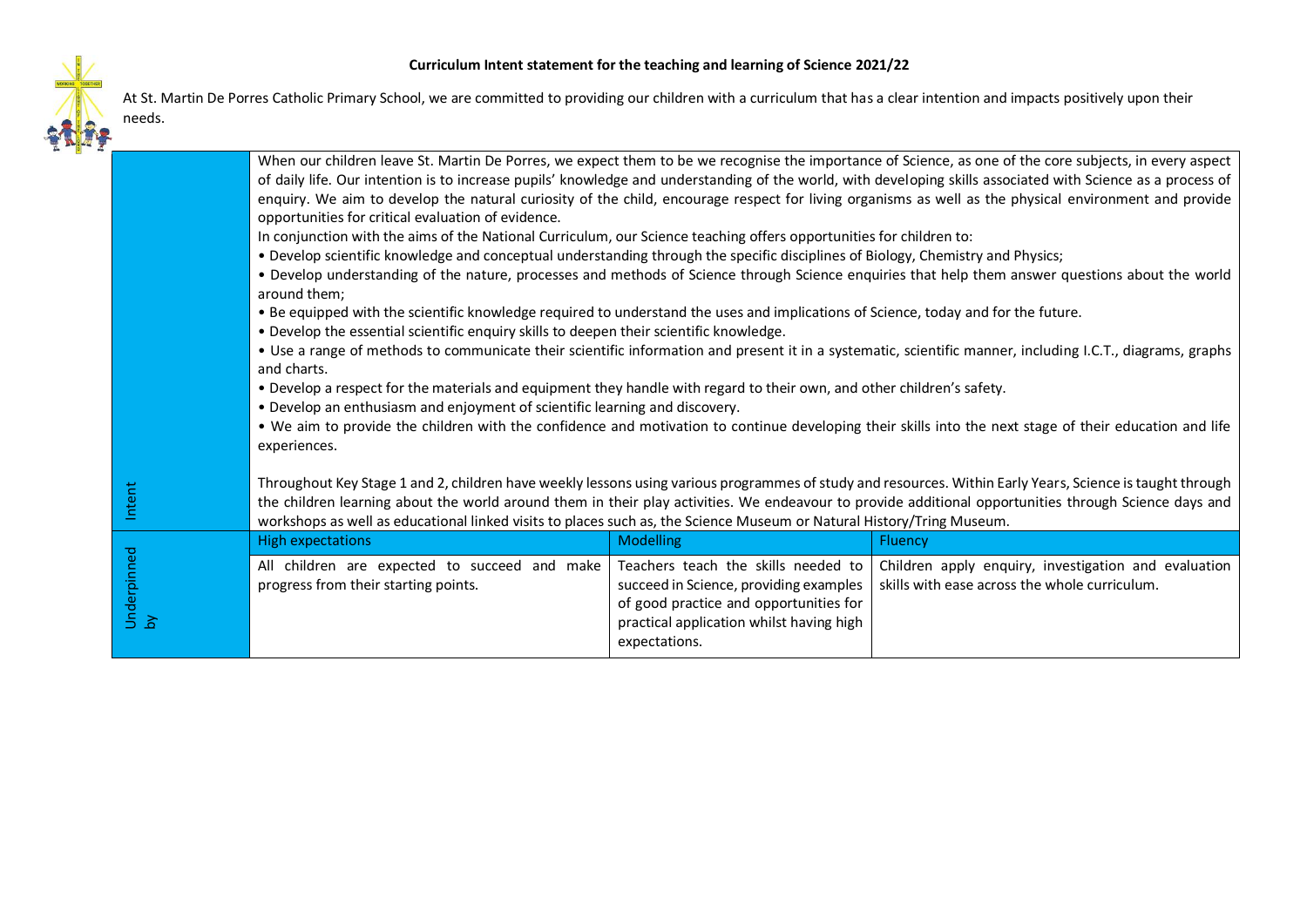**Curriculum Intent statement for the teaching and learning of Science 2021/22**

At St. Martin De Porres Catholic Primary School, we are committed to providing our children with a curriculum that has a clear intention and impacts positively upon their needs.

| | | | |
|---|---|---|---|
| Intent | When our children leave St. Martin De Porres, we expect them to be we recognise the importance of Science, as one of the core subjects, in every aspect of daily life. Our intention is to increase pupils' knowledge and understanding of the world, with developing skills associated with Science as a process of enquiry. We aim to develop the natural curiosity of the child, encourage respect for living organisms as well as the physical environment and provide opportunities for critical evaluation of evidence.<br>In conjunction with the aims of the National Curriculum, our Science teaching offers opportunities for children to:<br>• Develop scientific knowledge and conceptual understanding through the specific disciplines of Biology, Chemistry and Physics;<br>• Develop understanding of the nature, processes and methods of Science through Science enquiries that help them answer questions about the world around them;<br>• Be equipped with the scientific knowledge required to understand the uses and implications of Science, today and for the future.<br>• Develop the essential scientific enquiry skills to deepen their scientific knowledge.<br>• Use a range of methods to communicate their scientific information and present it in a systematic, scientific manner, including I.C.T., diagrams, graphs and charts.<br>• Develop a respect for the materials and equipment they handle with regard to their own, and other children's safety.<br>• Develop an enthusiasm and enjoyment of scientific learning and discovery.<br>• We aim to provide the children with the confidence and motivation to continue developing their skills into the next stage of their education and life experiences.<br><br>Throughout Key Stage 1 and 2, children have weekly lessons using various programmes of study and resources. Within Early Years, Science is taught through the children learning about the world around them in their play activities. We endeavour to provide additional opportunities through Science days and workshops as well as educational linked visits to places such as, the Science Museum or Natural History/Tring Museum. | | |
| Underpinned by | **High expectations** | **Modelling** | **Fluency** |
| | All children are expected to succeed and make progress from their starting points. | Teachers teach the skills needed to succeed in Science, providing examples of good practice and opportunities for practical application whilst having high expectations. | Children apply enquiry, investigation and evaluation skills with ease across the whole curriculum. |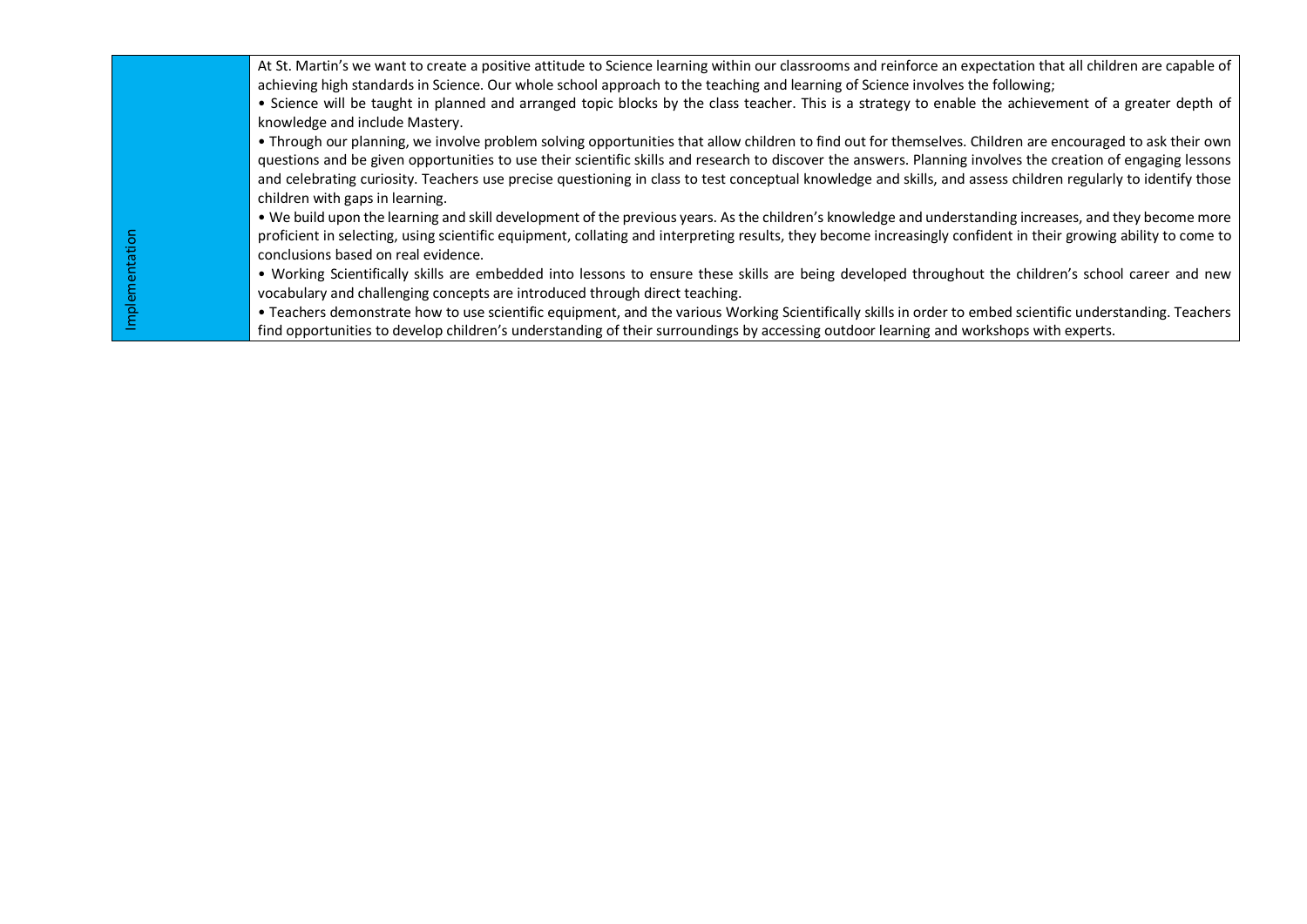| | |
|---|---|
| Implementation | At St. Martin's we want to create a positive attitude to Science learning within our classrooms and reinforce an expectation that all children are capable of achieving high standards in Science. Our whole school approach to the teaching and learning of Science involves the following;<br>• Science will be taught in planned and arranged topic blocks by the class teacher. This is a strategy to enable the achievement of a greater depth of knowledge and include Mastery.<br>• Through our planning, we involve problem solving opportunities that allow children to find out for themselves. Children are encouraged to ask their own questions and be given opportunities to use their scientific skills and research to discover the answers. Planning involves the creation of engaging lessons and celebrating curiosity. Teachers use precise questioning in class to test conceptual knowledge and skills, and assess children regularly to identify those children with gaps in learning.<br>• We build upon the learning and skill development of the previous years. As the children's knowledge and understanding increases, and they become more proficient in selecting, using scientific equipment, collating and interpreting results, they become increasingly confident in their growing ability to come to conclusions based on real evidence.<br>• Working Scientifically skills are embedded into lessons to ensure these skills are being developed throughout the children's school career and new vocabulary and challenging concepts are introduced through direct teaching.<br>• Teachers demonstrate how to use scientific equipment, and the various Working Scientifically skills in order to embed scientific understanding. Teachers find opportunities to develop children's understanding of their surroundings by accessing outdoor learning and workshops with experts. |